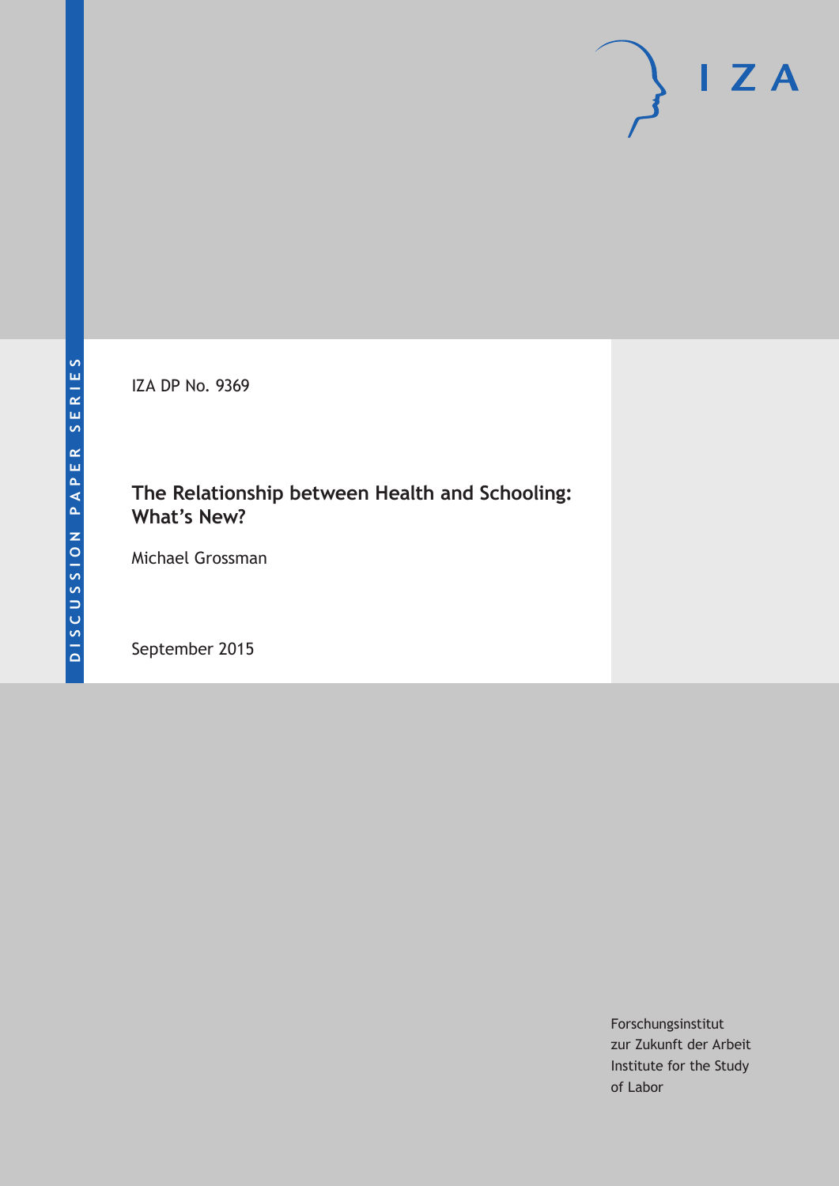DISCUSSION PAPER SERIES

IZA DP No. 9369

# The Relationship between Health and Schooling: What's New?

Michael Grossman

September 2015

Forschungsinstitut
zur Zukunft der Arbeit
Institute for the Study
of Labor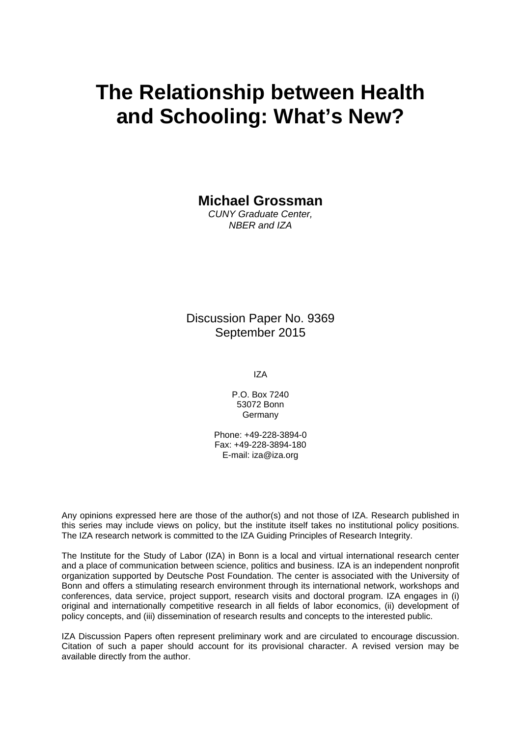# The Relationship between Health and Schooling: What's New?

**Michael Grossman**

*CUNY Graduate Center,*
*NBER and IZA*

Discussion Paper No. 9369
September 2015

IZA

P.O. Box 7240
53072 Bonn
Germany

Phone: +49-228-3894-0
Fax: +49-228-3894-180
E-mail: iza@iza.org

Any opinions expressed here are those of the author(s) and not those of IZA. Research published in this series may include views on policy, but the institute itself takes no institutional policy positions. The IZA research network is committed to the IZA Guiding Principles of Research Integrity.

The Institute for the Study of Labor (IZA) in Bonn is a local and virtual international research center and a place of communication between science, politics and business. IZA is an independent nonprofit organization supported by Deutsche Post Foundation. The center is associated with the University of Bonn and offers a stimulating research environment through its international network, workshops and conferences, data service, project support, research visits and doctoral program. IZA engages in (i) original and internationally competitive research in all fields of labor economics, (ii) development of policy concepts, and (iii) dissemination of research results and concepts to the interested public.

IZA Discussion Papers often represent preliminary work and are circulated to encourage discussion. Citation of such a paper should account for its provisional character. A revised version may be available directly from the author.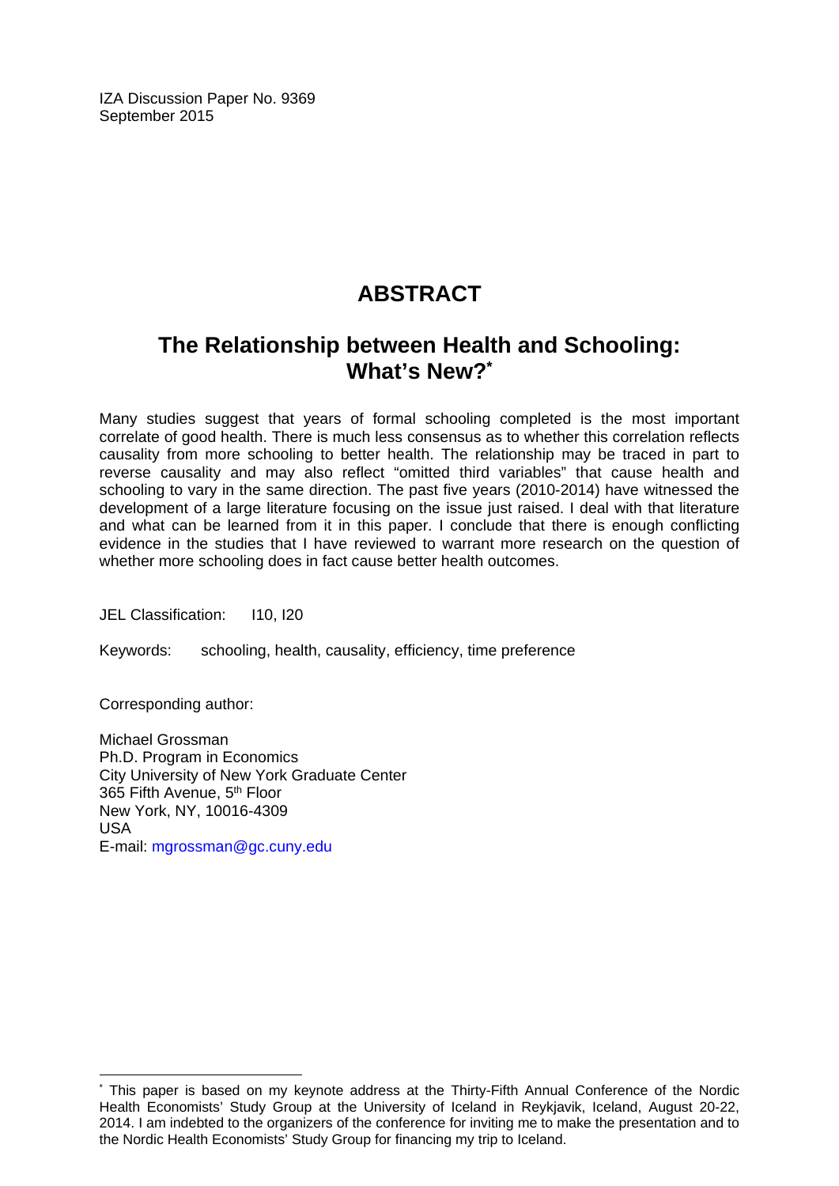IZA Discussion Paper No. 9369
September 2015

# ABSTRACT

## The Relationship between Health and Schooling: What's New?*

Many studies suggest that years of formal schooling completed is the most important correlate of good health. There is much less consensus as to whether this correlation reflects causality from more schooling to better health. The relationship may be traced in part to reverse causality and may also reflect "omitted third variables" that cause health and schooling to vary in the same direction. The past five years (2010-2014) have witnessed the development of a large literature focusing on the issue just raised. I deal with that literature and what can be learned from it in this paper. I conclude that there is enough conflicting evidence in the studies that I have reviewed to warrant more research on the question of whether more schooling does in fact cause better health outcomes.

JEL Classification: I10, I20

Keywords: schooling, health, causality, efficiency, time preference

Corresponding author:

Michael Grossman
Ph.D. Program in Economics
City University of New York Graduate Center
365 Fifth Avenue, 5th Floor
New York, NY, 10016-4309
USA
E-mail: mgrossman@gc.cuny.edu

---

* This paper is based on my keynote address at the Thirty-Fifth Annual Conference of the Nordic Health Economists' Study Group at the University of Iceland in Reykjavik, Iceland, August 20-22, 2014. I am indebted to the organizers of the conference for inviting me to make the presentation and to the Nordic Health Economists' Study Group for financing my trip to Iceland.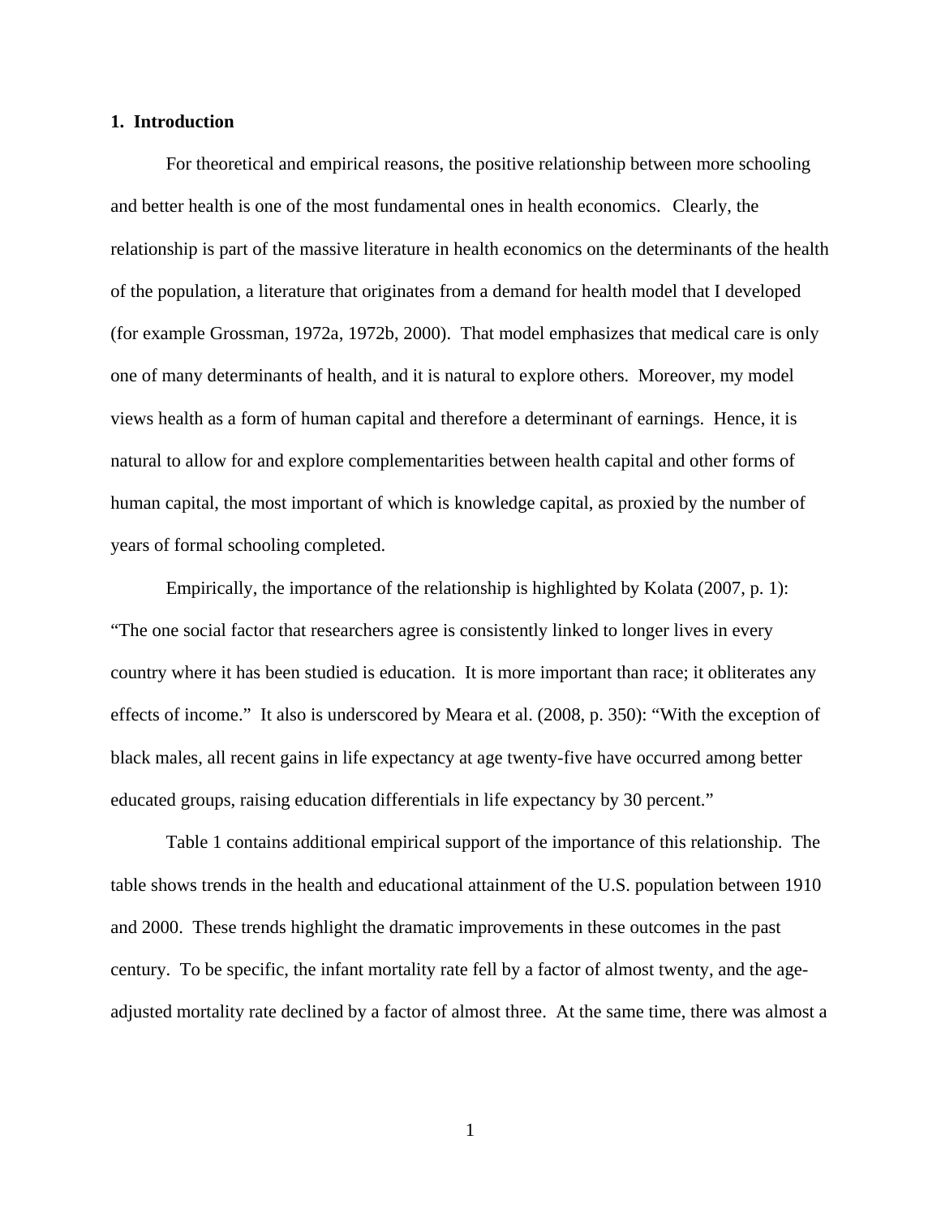## 1. Introduction

For theoretical and empirical reasons, the positive relationship between more schooling and better health is one of the most fundamental ones in health economics. Clearly, the relationship is part of the massive literature in health economics on the determinants of the health of the population, a literature that originates from a demand for health model that I developed (for example Grossman, 1972a, 1972b, 2000). That model emphasizes that medical care is only one of many determinants of health, and it is natural to explore others. Moreover, my model views health as a form of human capital and therefore a determinant of earnings. Hence, it is natural to allow for and explore complementarities between health capital and other forms of human capital, the most important of which is knowledge capital, as proxied by the number of years of formal schooling completed.

Empirically, the importance of the relationship is highlighted by Kolata (2007, p. 1): "The one social factor that researchers agree is consistently linked to longer lives in every country where it has been studied is education. It is more important than race; it obliterates any effects of income." It also is underscored by Meara et al. (2008, p. 350): "With the exception of black males, all recent gains in life expectancy at age twenty-five have occurred among better educated groups, raising education differentials in life expectancy by 30 percent."

Table 1 contains additional empirical support of the importance of this relationship. The table shows trends in the health and educational attainment of the U.S. population between 1910 and 2000. These trends highlight the dramatic improvements in these outcomes in the past century. To be specific, the infant mortality rate fell by a factor of almost twenty, and the age-adjusted mortality rate declined by a factor of almost three. At the same time, there was almost a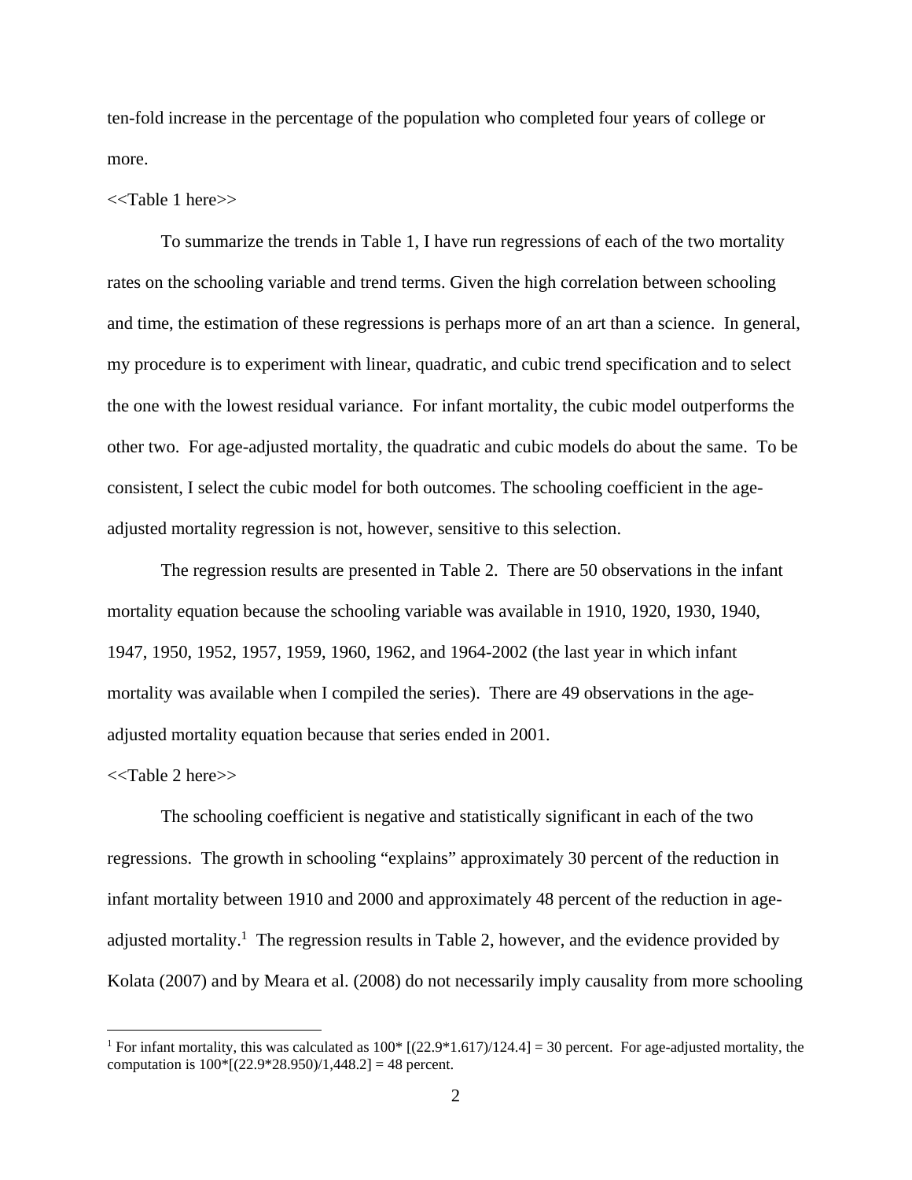ten-fold increase in the percentage of the population who completed four years of college or more.

<<Table 1 here>>

To summarize the trends in Table 1, I have run regressions of each of the two mortality rates on the schooling variable and trend terms. Given the high correlation between schooling and time, the estimation of these regressions is perhaps more of an art than a science. In general, my procedure is to experiment with linear, quadratic, and cubic trend specification and to select the one with the lowest residual variance. For infant mortality, the cubic model outperforms the other two. For age-adjusted mortality, the quadratic and cubic models do about the same. To be consistent, I select the cubic model for both outcomes. The schooling coefficient in the age-adjusted mortality regression is not, however, sensitive to this selection.

The regression results are presented in Table 2. There are 50 observations in the infant mortality equation because the schooling variable was available in 1910, 1920, 1930, 1940, 1947, 1950, 1952, 1957, 1959, 1960, 1962, and 1964-2002 (the last year in which infant mortality was available when I compiled the series). There are 49 observations in the age-adjusted mortality equation because that series ended in 2001.

<<Table 2 here>>

The schooling coefficient is negative and statistically significant in each of the two regressions. The growth in schooling "explains" approximately 30 percent of the reduction in infant mortality between 1910 and 2000 and approximately 48 percent of the reduction in age-adjusted mortality.[1] The regression results in Table 2, however, and the evidence provided by Kolata (2007) and by Meara et al. (2008) do not necessarily imply causality from more schooling

[1] For infant mortality, this was calculated as 100* [(22.9*1.617)/124.4] = 30 percent. For age-adjusted mortality, the computation is 100*[(22.9*28.950)/1,448.2] = 48 percent.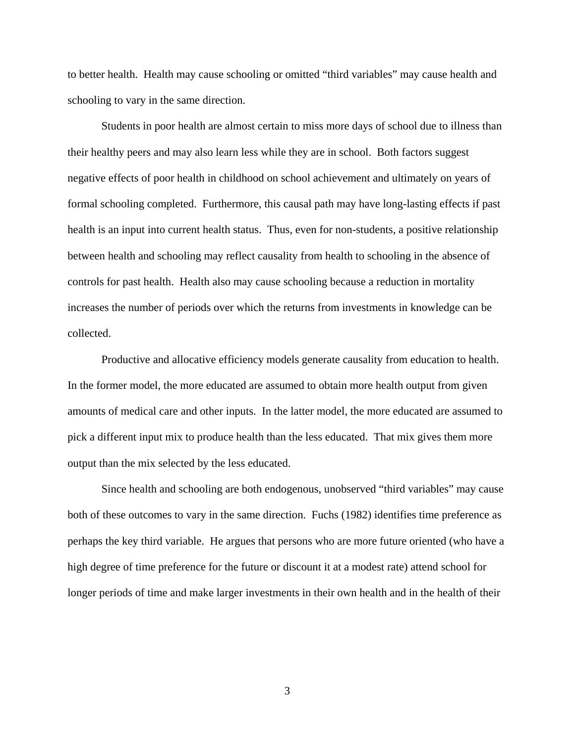to better health. Health may cause schooling or omitted "third variables" may cause health and schooling to vary in the same direction.

Students in poor health are almost certain to miss more days of school due to illness than their healthy peers and may also learn less while they are in school. Both factors suggest negative effects of poor health in childhood on school achievement and ultimately on years of formal schooling completed. Furthermore, this causal path may have long-lasting effects if past health is an input into current health status. Thus, even for non-students, a positive relationship between health and schooling may reflect causality from health to schooling in the absence of controls for past health. Health also may cause schooling because a reduction in mortality increases the number of periods over which the returns from investments in knowledge can be collected.

Productive and allocative efficiency models generate causality from education to health. In the former model, the more educated are assumed to obtain more health output from given amounts of medical care and other inputs. In the latter model, the more educated are assumed to pick a different input mix to produce health than the less educated. That mix gives them more output than the mix selected by the less educated.

Since health and schooling are both endogenous, unobserved "third variables" may cause both of these outcomes to vary in the same direction. Fuchs (1982) identifies time preference as perhaps the key third variable. He argues that persons who are more future oriented (who have a high degree of time preference for the future or discount it at a modest rate) attend school for longer periods of time and make larger investments in their own health and in the health of their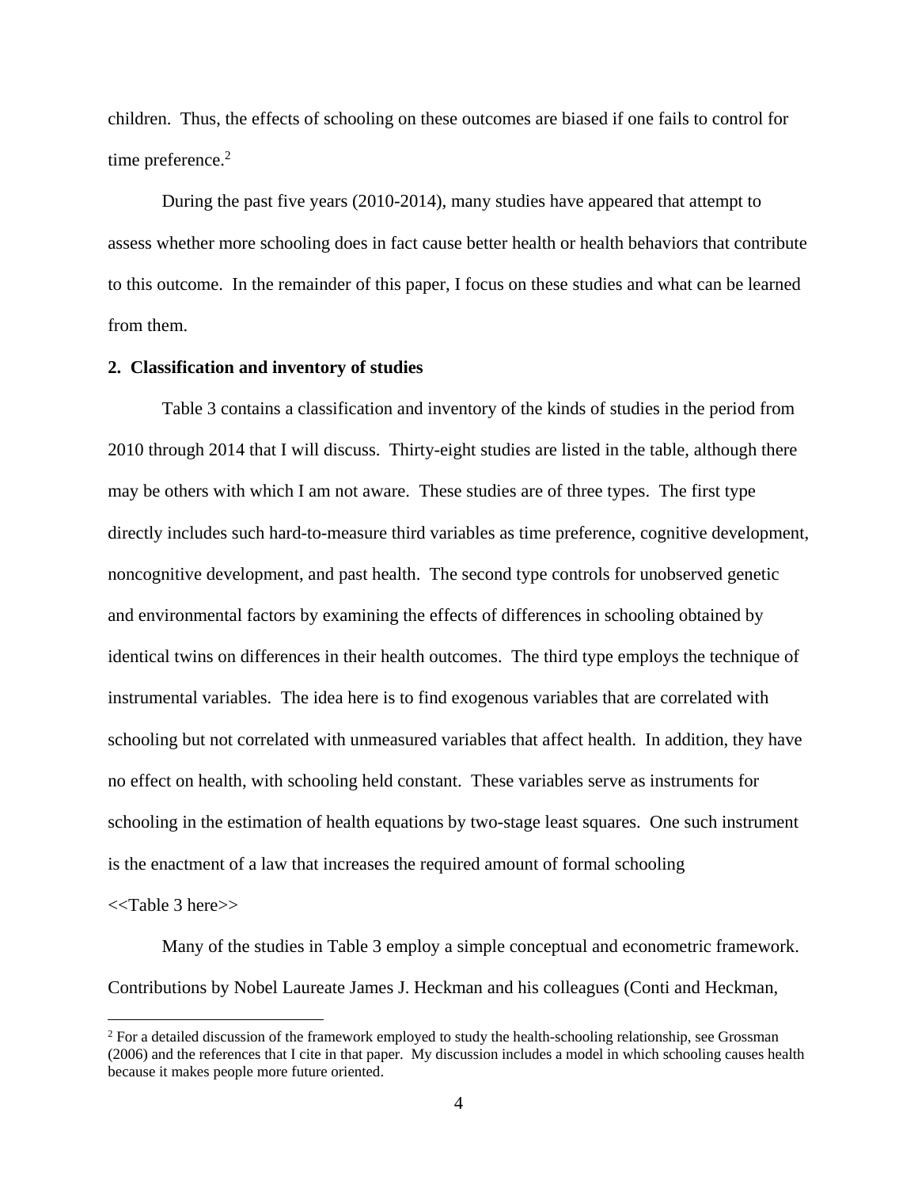children. Thus, the effects of schooling on these outcomes are biased if one fails to control for time preference.[2]

During the past five years (2010-2014), many studies have appeared that attempt to assess whether more schooling does in fact cause better health or health behaviors that contribute to this outcome. In the remainder of this paper, I focus on these studies and what can be learned from them.

## 2. Classification and inventory of studies

Table 3 contains a classification and inventory of the kinds of studies in the period from 2010 through 2014 that I will discuss. Thirty-eight studies are listed in the table, although there may be others with which I am not aware. These studies are of three types. The first type directly includes such hard-to-measure third variables as time preference, cognitive development, noncognitive development, and past health. The second type controls for unobserved genetic and environmental factors by examining the effects of differences in schooling obtained by identical twins on differences in their health outcomes. The third type employs the technique of instrumental variables. The idea here is to find exogenous variables that are correlated with schooling but not correlated with unmeasured variables that affect health. In addition, they have no effect on health, with schooling held constant. These variables serve as instruments for schooling in the estimation of health equations by two-stage least squares. One such instrument is the enactment of a law that increases the required amount of formal schooling

<<Table 3 here>>

Many of the studies in Table 3 employ a simple conceptual and econometric framework. Contributions by Nobel Laureate James J. Heckman and his colleagues (Conti and Heckman,

---

[2] For a detailed discussion of the framework employed to study the health-schooling relationship, see Grossman (2006) and the references that I cite in that paper. My discussion includes a model in which schooling causes health because it makes people more future oriented.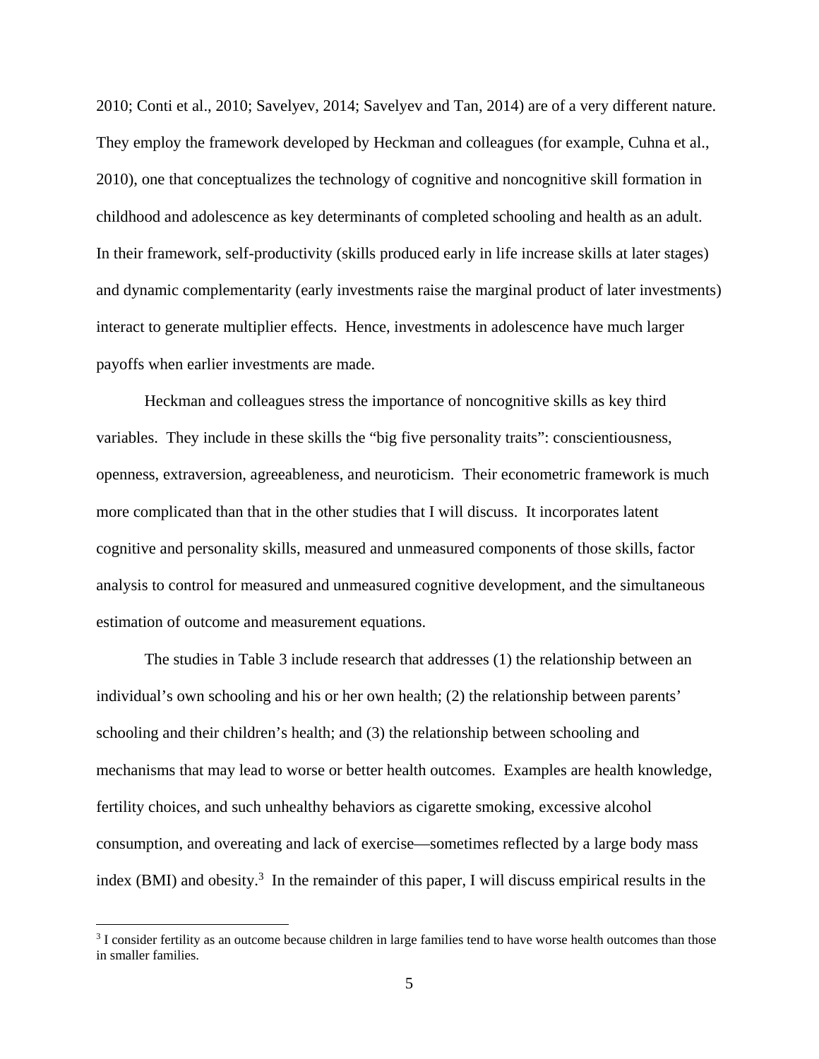2010; Conti et al., 2010; Savelyev, 2014; Savelyev and Tan, 2014) are of a very different nature. They employ the framework developed by Heckman and colleagues (for example, Cuhna et al., 2010), one that conceptualizes the technology of cognitive and noncognitive skill formation in childhood and adolescence as key determinants of completed schooling and health as an adult. In their framework, self-productivity (skills produced early in life increase skills at later stages) and dynamic complementarity (early investments raise the marginal product of later investments) interact to generate multiplier effects. Hence, investments in adolescence have much larger payoffs when earlier investments are made.

Heckman and colleagues stress the importance of noncognitive skills as key third variables. They include in these skills the "big five personality traits": conscientiousness, openness, extraversion, agreeableness, and neuroticism. Their econometric framework is much more complicated than that in the other studies that I will discuss. It incorporates latent cognitive and personality skills, measured and unmeasured components of those skills, factor analysis to control for measured and unmeasured cognitive development, and the simultaneous estimation of outcome and measurement equations.

The studies in Table 3 include research that addresses (1) the relationship between an individual's own schooling and his or her own health; (2) the relationship between parents' schooling and their children's health; and (3) the relationship between schooling and mechanisms that may lead to worse or better health outcomes. Examples are health knowledge, fertility choices, and such unhealthy behaviors as cigarette smoking, excessive alcohol consumption, and overeating and lack of exercise—sometimes reflected by a large body mass index (BMI) and obesity.[3] In the remainder of this paper, I will discuss empirical results in the

[3] I consider fertility as an outcome because children in large families tend to have worse health outcomes than those in smaller families.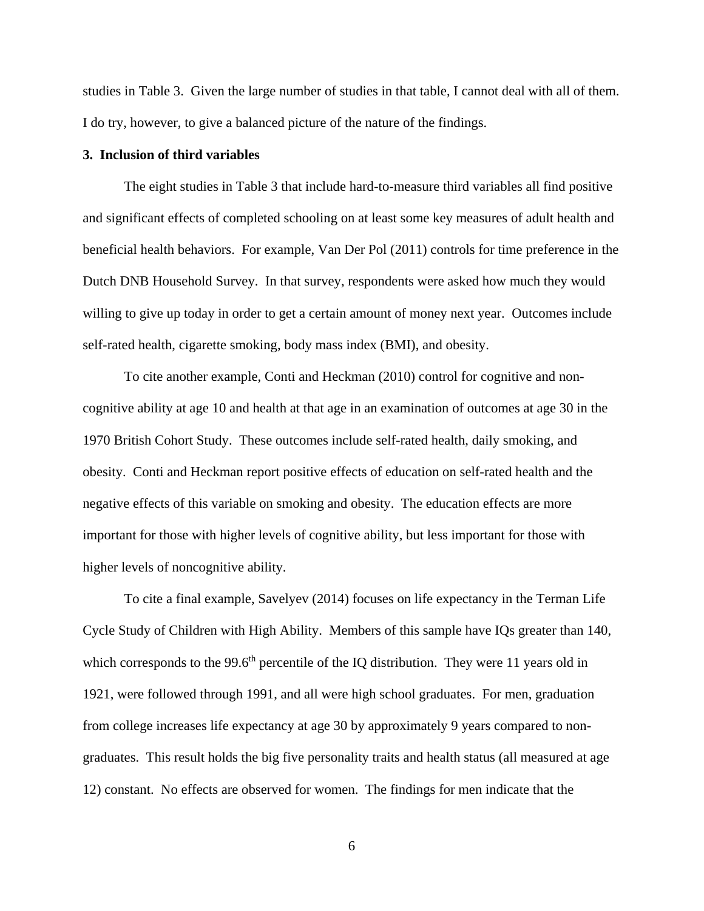studies in Table 3. Given the large number of studies in that table, I cannot deal with all of them. I do try, however, to give a balanced picture of the nature of the findings.

### 3. Inclusion of third variables

The eight studies in Table 3 that include hard-to-measure third variables all find positive and significant effects of completed schooling on at least some key measures of adult health and beneficial health behaviors. For example, Van Der Pol (2011) controls for time preference in the Dutch DNB Household Survey. In that survey, respondents were asked how much they would willing to give up today in order to get a certain amount of money next year. Outcomes include self-rated health, cigarette smoking, body mass index (BMI), and obesity.

To cite another example, Conti and Heckman (2010) control for cognitive and non-cognitive ability at age 10 and health at that age in an examination of outcomes at age 30 in the 1970 British Cohort Study. These outcomes include self-rated health, daily smoking, and obesity. Conti and Heckman report positive effects of education on self-rated health and the negative effects of this variable on smoking and obesity. The education effects are more important for those with higher levels of cognitive ability, but less important for those with higher levels of noncognitive ability.

To cite a final example, Savelyev (2014) focuses on life expectancy in the Terman Life Cycle Study of Children with High Ability. Members of this sample have IQs greater than 140, which corresponds to the 99.6th percentile of the IQ distribution. They were 11 years old in 1921, were followed through 1991, and all were high school graduates. For men, graduation from college increases life expectancy at age 30 by approximately 9 years compared to non-graduates. This result holds the big five personality traits and health status (all measured at age 12) constant. No effects are observed for women. The findings for men indicate that the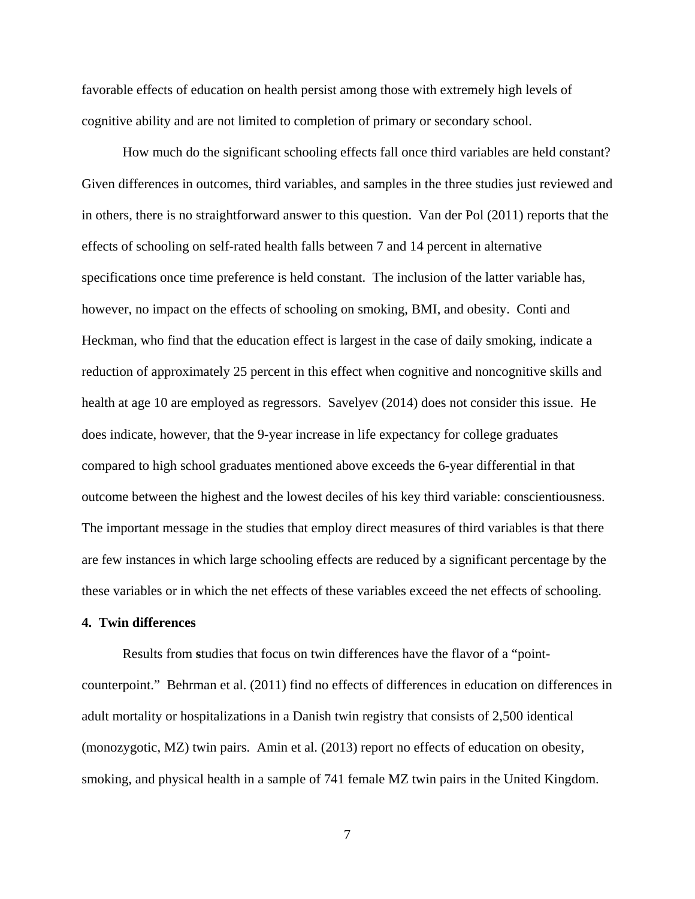favorable effects of education on health persist among those with extremely high levels of cognitive ability and are not limited to completion of primary or secondary school.

How much do the significant schooling effects fall once third variables are held constant? Given differences in outcomes, third variables, and samples in the three studies just reviewed and in others, there is no straightforward answer to this question. Van der Pol (2011) reports that the effects of schooling on self-rated health falls between 7 and 14 percent in alternative specifications once time preference is held constant. The inclusion of the latter variable has, however, no impact on the effects of schooling on smoking, BMI, and obesity. Conti and Heckman, who find that the education effect is largest in the case of daily smoking, indicate a reduction of approximately 25 percent in this effect when cognitive and noncognitive skills and health at age 10 are employed as regressors. Savelyev (2014) does not consider this issue. He does indicate, however, that the 9-year increase in life expectancy for college graduates compared to high school graduates mentioned above exceeds the 6-year differential in that outcome between the highest and the lowest deciles of his key third variable: conscientiousness. The important message in the studies that employ direct measures of third variables is that there are few instances in which large schooling effects are reduced by a significant percentage by the these variables or in which the net effects of these variables exceed the net effects of schooling.

## 4. Twin differences

Results from **s**tudies that focus on twin differences have the flavor of a "point-counterpoint." Behrman et al. (2011) find no effects of differences in education on differences in adult mortality or hospitalizations in a Danish twin registry that consists of 2,500 identical (monozygotic, MZ) twin pairs. Amin et al. (2013) report no effects of education on obesity, smoking, and physical health in a sample of 741 female MZ twin pairs in the United Kingdom.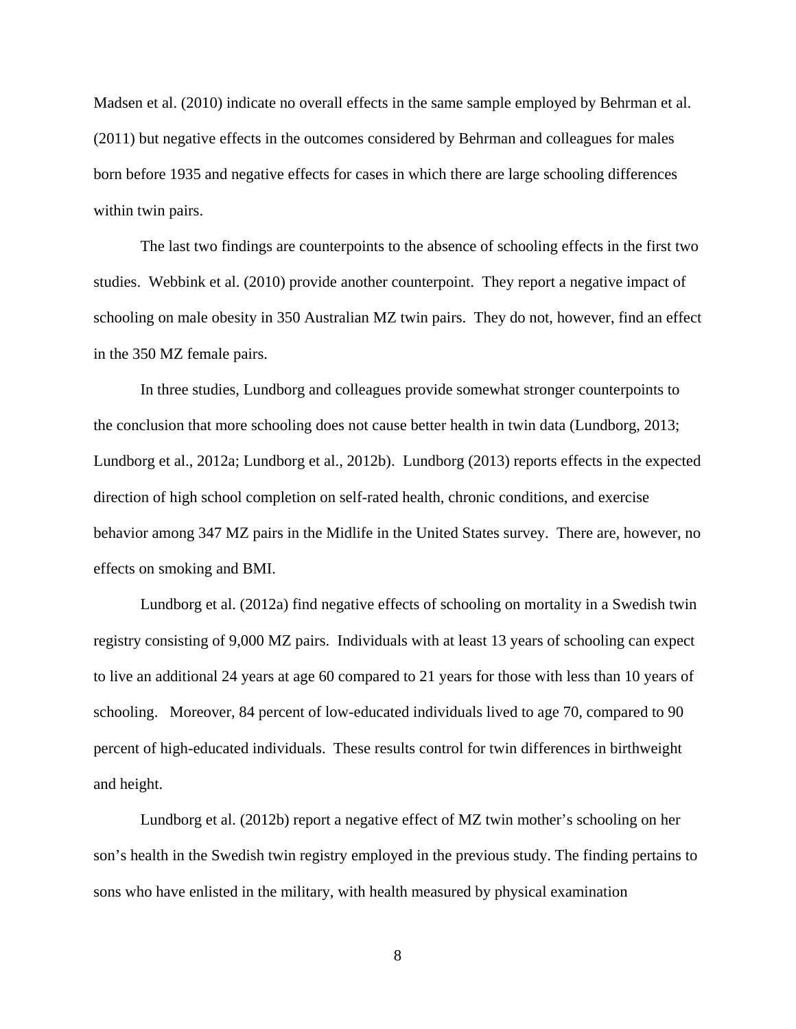Madsen et al. (2010) indicate no overall effects in the same sample employed by Behrman et al. (2011) but negative effects in the outcomes considered by Behrman and colleagues for males born before 1935 and negative effects for cases in which there are large schooling differences within twin pairs.

The last two findings are counterpoints to the absence of schooling effects in the first two studies. Webbink et al. (2010) provide another counterpoint. They report a negative impact of schooling on male obesity in 350 Australian MZ twin pairs. They do not, however, find an effect in the 350 MZ female pairs.

In three studies, Lundborg and colleagues provide somewhat stronger counterpoints to the conclusion that more schooling does not cause better health in twin data (Lundborg, 2013; Lundborg et al., 2012a; Lundborg et al., 2012b). Lundborg (2013) reports effects in the expected direction of high school completion on self-rated health, chronic conditions, and exercise behavior among 347 MZ pairs in the Midlife in the United States survey. There are, however, no effects on smoking and BMI.

Lundborg et al. (2012a) find negative effects of schooling on mortality in a Swedish twin registry consisting of 9,000 MZ pairs. Individuals with at least 13 years of schooling can expect to live an additional 24 years at age 60 compared to 21 years for those with less than 10 years of schooling. Moreover, 84 percent of low-educated individuals lived to age 70, compared to 90 percent of high-educated individuals. These results control for twin differences in birthweight and height.

Lundborg et al. (2012b) report a negative effect of MZ twin mother's schooling on her son's health in the Swedish twin registry employed in the previous study. The finding pertains to sons who have enlisted in the military, with health measured by physical examination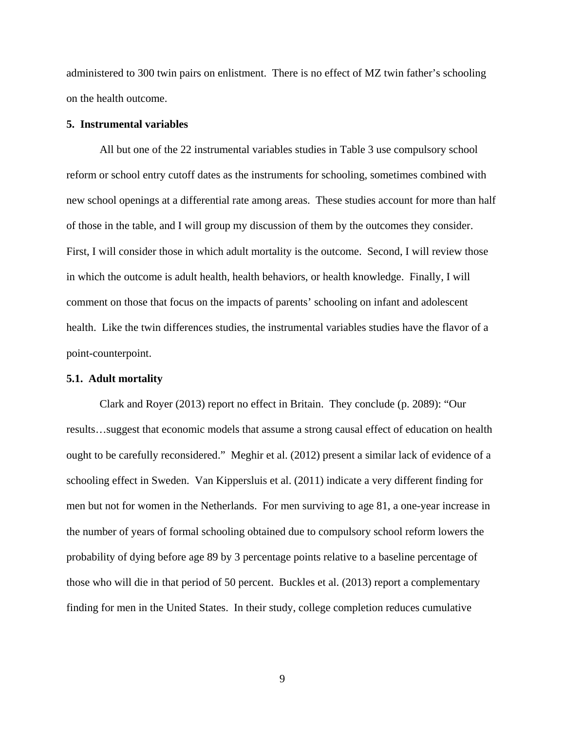administered to 300 twin pairs on enlistment. There is no effect of MZ twin father's schooling on the health outcome.

## 5. Instrumental variables

All but one of the 22 instrumental variables studies in Table 3 use compulsory school reform or school entry cutoff dates as the instruments for schooling, sometimes combined with new school openings at a differential rate among areas. These studies account for more than half of those in the table, and I will group my discussion of them by the outcomes they consider. First, I will consider those in which adult mortality is the outcome. Second, I will review those in which the outcome is adult health, health behaviors, or health knowledge. Finally, I will comment on those that focus on the impacts of parents' schooling on infant and adolescent health. Like the twin differences studies, the instrumental variables studies have the flavor of a point-counterpoint.

### 5.1. Adult mortality

Clark and Royer (2013) report no effect in Britain. They conclude (p. 2089): "Our results…suggest that economic models that assume a strong causal effect of education on health ought to be carefully reconsidered." Meghir et al. (2012) present a similar lack of evidence of a schooling effect in Sweden. Van Kippersluis et al. (2011) indicate a very different finding for men but not for women in the Netherlands. For men surviving to age 81, a one-year increase in the number of years of formal schooling obtained due to compulsory school reform lowers the probability of dying before age 89 by 3 percentage points relative to a baseline percentage of those who will die in that period of 50 percent. Buckles et al. (2013) report a complementary finding for men in the United States. In their study, college completion reduces cumulative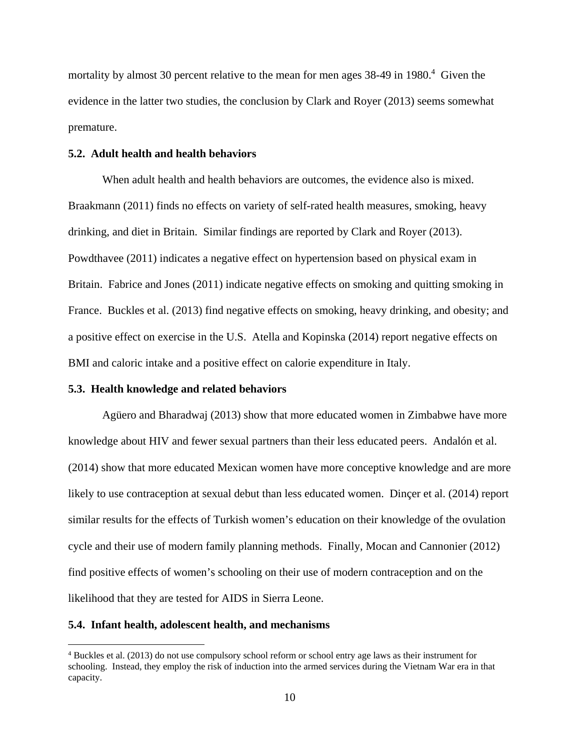mortality by almost 30 percent relative to the mean for men ages 38-49 in 1980.[4] Given the evidence in the latter two studies, the conclusion by Clark and Royer (2013) seems somewhat premature.

### 5.2. Adult health and health behaviors

When adult health and health behaviors are outcomes, the evidence also is mixed. Braakmann (2011) finds no effects on variety of self-rated health measures, smoking, heavy drinking, and diet in Britain. Similar findings are reported by Clark and Royer (2013). Powdthavee (2011) indicates a negative effect on hypertension based on physical exam in Britain. Fabrice and Jones (2011) indicate negative effects on smoking and quitting smoking in France. Buckles et al. (2013) find negative effects on smoking, heavy drinking, and obesity; and a positive effect on exercise in the U.S. Atella and Kopinska (2014) report negative effects on BMI and caloric intake and a positive effect on calorie expenditure in Italy.

### 5.3. Health knowledge and related behaviors

Agüero and Bharadwaj (2013) show that more educated women in Zimbabwe have more knowledge about HIV and fewer sexual partners than their less educated peers. Andalón et al. (2014) show that more educated Mexican women have more conceptive knowledge and are more likely to use contraception at sexual debut than less educated women. Dinçer et al. (2014) report similar results for the effects of Turkish women's education on their knowledge of the ovulation cycle and their use of modern family planning methods. Finally, Mocan and Cannonier (2012) find positive effects of women's schooling on their use of modern contraception and on the likelihood that they are tested for AIDS in Sierra Leone.

### 5.4. Infant health, adolescent health, and mechanisms

[4] Buckles et al. (2013) do not use compulsory school reform or school entry age laws as their instrument for schooling. Instead, they employ the risk of induction into the armed services during the Vietnam War era in that capacity.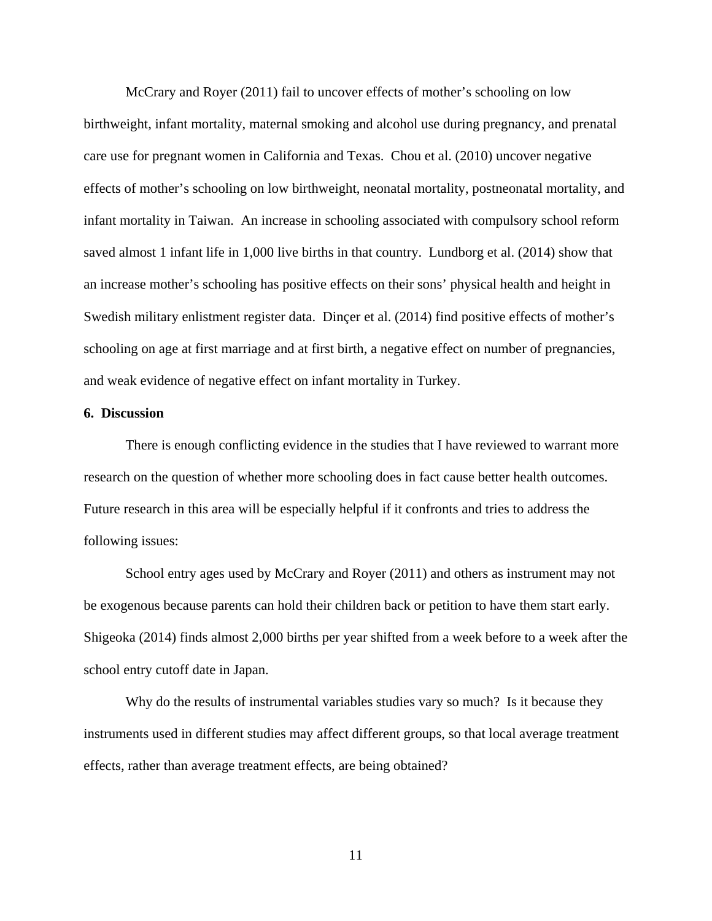McCrary and Royer (2011) fail to uncover effects of mother's schooling on low birthweight, infant mortality, maternal smoking and alcohol use during pregnancy, and prenatal care use for pregnant women in California and Texas. Chou et al. (2010) uncover negative effects of mother's schooling on low birthweight, neonatal mortality, postneonatal mortality, and infant mortality in Taiwan. An increase in schooling associated with compulsory school reform saved almost 1 infant life in 1,000 live births in that country. Lundborg et al. (2014) show that an increase mother's schooling has positive effects on their sons' physical health and height in Swedish military enlistment register data. Dinçer et al. (2014) find positive effects of mother's schooling on age at first marriage and at first birth, a negative effect on number of pregnancies, and weak evidence of negative effect on infant mortality in Turkey.

## 6. Discussion

There is enough conflicting evidence in the studies that I have reviewed to warrant more research on the question of whether more schooling does in fact cause better health outcomes. Future research in this area will be especially helpful if it confronts and tries to address the following issues:

School entry ages used by McCrary and Royer (2011) and others as instrument may not be exogenous because parents can hold their children back or petition to have them start early. Shigeoka (2014) finds almost 2,000 births per year shifted from a week before to a week after the school entry cutoff date in Japan.

Why do the results of instrumental variables studies vary so much? Is it because they instruments used in different studies may affect different groups, so that local average treatment effects, rather than average treatment effects, are being obtained?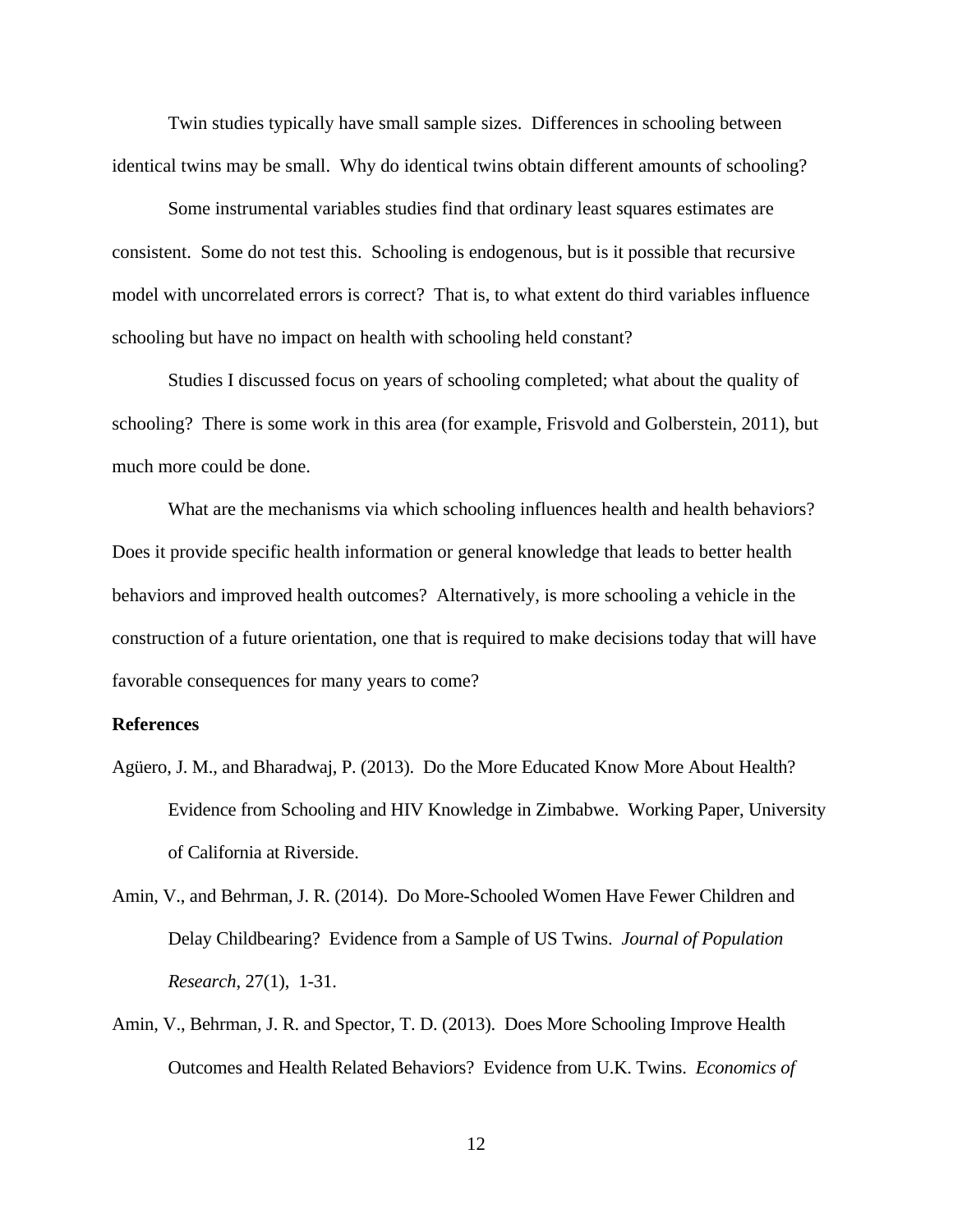Twin studies typically have small sample sizes. Differences in schooling between identical twins may be small. Why do identical twins obtain different amounts of schooling?

Some instrumental variables studies find that ordinary least squares estimates are consistent. Some do not test this. Schooling is endogenous, but is it possible that recursive model with uncorrelated errors is correct? That is, to what extent do third variables influence schooling but have no impact on health with schooling held constant?

Studies I discussed focus on years of schooling completed; what about the quality of schooling? There is some work in this area (for example, Frisvold and Golberstein, 2011), but much more could be done.

What are the mechanisms via which schooling influences health and health behaviors? Does it provide specific health information or general knowledge that leads to better health behaviors and improved health outcomes? Alternatively, is more schooling a vehicle in the construction of a future orientation, one that is required to make decisions today that will have favorable consequences for many years to come?

**References**

Agüero, J. M., and Bharadwaj, P. (2013). Do the More Educated Know More About Health? Evidence from Schooling and HIV Knowledge in Zimbabwe. Working Paper, University of California at Riverside.

Amin, V., and Behrman, J. R. (2014). Do More-Schooled Women Have Fewer Children and Delay Childbearing? Evidence from a Sample of US Twins. *Journal of Population Research*, 27(1), 1-31.

Amin, V., Behrman, J. R. and Spector, T. D. (2013). Does More Schooling Improve Health Outcomes and Health Related Behaviors? Evidence from U.K. Twins. *Economics of*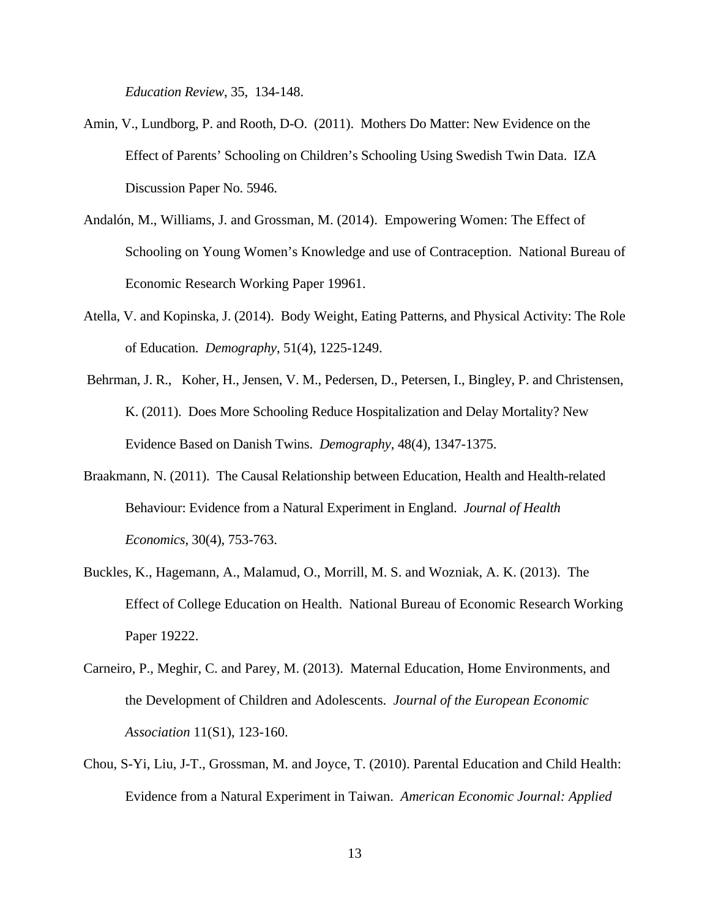*Education Review*, 35, 134-148.

Amin, V., Lundborg, P. and Rooth, D-O. (2011). Mothers Do Matter: New Evidence on the Effect of Parents' Schooling on Children's Schooling Using Swedish Twin Data. IZA Discussion Paper No. 5946.

Andalón, M., Williams, J. and Grossman, M. (2014). Empowering Women: The Effect of Schooling on Young Women's Knowledge and use of Contraception. National Bureau of Economic Research Working Paper 19961.

Atella, V. and Kopinska, J. (2014). Body Weight, Eating Patterns, and Physical Activity: The Role of Education. *Demography*, 51(4), 1225-1249.

Behrman, J. R., Koher, H., Jensen, V. M., Pedersen, D., Petersen, I., Bingley, P. and Christensen, K. (2011). Does More Schooling Reduce Hospitalization and Delay Mortality? New Evidence Based on Danish Twins. *Demography*, 48(4), 1347-1375.

Braakmann, N. (2011). The Causal Relationship between Education, Health and Health-related Behaviour: Evidence from a Natural Experiment in England. *Journal of Health Economics*, 30(4), 753-763.

Buckles, K., Hagemann, A., Malamud, O., Morrill, M. S. and Wozniak, A. K. (2013). The Effect of College Education on Health. National Bureau of Economic Research Working Paper 19222.

Carneiro, P., Meghir, C. and Parey, M. (2013). Maternal Education, Home Environments, and the Development of Children and Adolescents. *Journal of the European Economic Association* 11(S1), 123-160.

Chou, S-Yi, Liu, J-T., Grossman, M. and Joyce, T. (2010). Parental Education and Child Health: Evidence from a Natural Experiment in Taiwan. *American Economic Journal: Applied*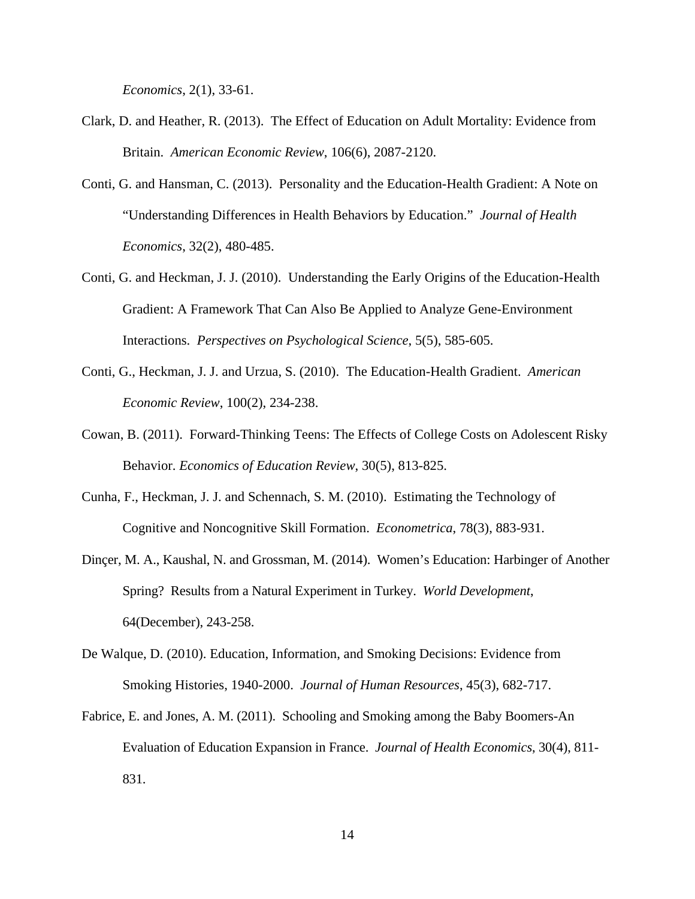*Economics*, 2(1), 33-61.

Clark, D. and Heather, R. (2013). The Effect of Education on Adult Mortality: Evidence from Britain. *American Economic Review*, 106(6), 2087-2120.

Conti, G. and Hansman, C. (2013). Personality and the Education-Health Gradient: A Note on "Understanding Differences in Health Behaviors by Education." *Journal of Health Economics*, 32(2), 480-485.

Conti, G. and Heckman, J. J. (2010). Understanding the Early Origins of the Education-Health Gradient: A Framework That Can Also Be Applied to Analyze Gene-Environment Interactions. *Perspectives on Psychological Science*, 5(5), 585-605.

Conti, G., Heckman, J. J. and Urzua, S. (2010). The Education-Health Gradient. *American Economic Review*, 100(2), 234-238.

Cowan, B. (2011). Forward-Thinking Teens: The Effects of College Costs on Adolescent Risky Behavior. *Economics of Education Review*, 30(5), 813-825.

Cunha, F., Heckman, J. J. and Schennach, S. M. (2010). Estimating the Technology of Cognitive and Noncognitive Skill Formation. *Econometrica*, 78(3), 883-931.

Dinçer, M. A., Kaushal, N. and Grossman, M. (2014). Women's Education: Harbinger of Another Spring? Results from a Natural Experiment in Turkey. *World Development*, 64(December), 243-258.

De Walque, D. (2010). Education, Information, and Smoking Decisions: Evidence from Smoking Histories, 1940-2000. *Journal of Human Resources*, 45(3), 682-717.

Fabrice, E. and Jones, A. M. (2011). Schooling and Smoking among the Baby Boomers-An Evaluation of Education Expansion in France. *Journal of Health Economics*, 30(4), 811-831.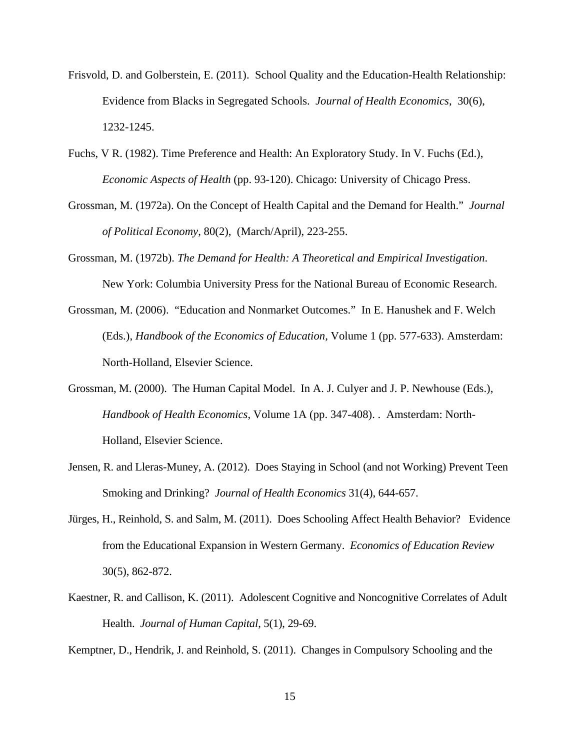Frisvold, D. and Golberstein, E. (2011). School Quality and the Education-Health Relationship: Evidence from Blacks in Segregated Schools. *Journal of Health Economics*, 30(6), 1232-1245.

Fuchs, V R. (1982). Time Preference and Health: An Exploratory Study. In V. Fuchs (Ed.), *Economic Aspects of Health* (pp. 93-120). Chicago: University of Chicago Press.

Grossman, M. (1972a). On the Concept of Health Capital and the Demand for Health." *Journal of Political Economy*, 80(2), (March/April), 223-255.

Grossman, M. (1972b). *The Demand for Health: A Theoretical and Empirical Investigation*. New York: Columbia University Press for the National Bureau of Economic Research.

Grossman, M. (2006). "Education and Nonmarket Outcomes." In E. Hanushek and F. Welch (Eds.), *Handbook of the Economics of Education*, Volume 1 (pp. 577-633). Amsterdam: North-Holland, Elsevier Science.

Grossman, M. (2000). The Human Capital Model. In A. J. Culyer and J. P. Newhouse (Eds.), *Handbook of Health Economics*, Volume 1A (pp. 347-408). . Amsterdam: North-Holland, Elsevier Science.

Jensen, R. and Lleras-Muney, A. (2012). Does Staying in School (and not Working) Prevent Teen Smoking and Drinking? *Journal of Health Economics* 31(4), 644-657.

Jürges, H., Reinhold, S. and Salm, M. (2011). Does Schooling Affect Health Behavior? Evidence from the Educational Expansion in Western Germany. *Economics of Education Review* 30(5), 862-872.

Kaestner, R. and Callison, K. (2011). Adolescent Cognitive and Noncognitive Correlates of Adult Health. *Journal of Human Capital*, 5(1), 29-69.

Kemptner, D., Hendrik, J. and Reinhold, S. (2011). Changes in Compulsory Schooling and the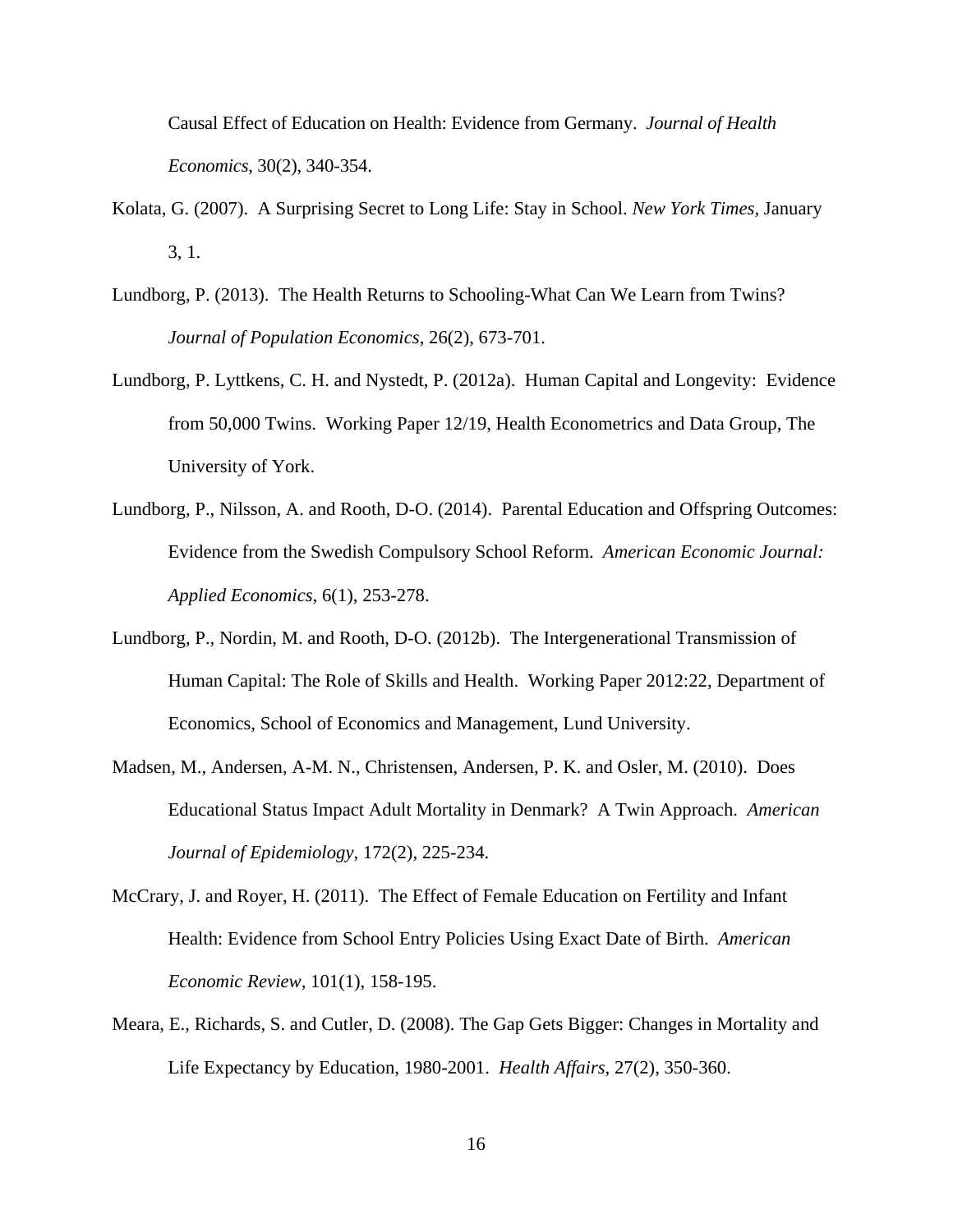Causal Effect of Education on Health: Evidence from Germany. *Journal of Health Economics*, 30(2), 340-354.

Kolata, G. (2007). A Surprising Secret to Long Life: Stay in School. *New York Times*, January 3, 1.

Lundborg, P. (2013). The Health Returns to Schooling-What Can We Learn from Twins? *Journal of Population Economics*, 26(2), 673-701.

Lundborg, P. Lyttkens, C. H. and Nystedt, P. (2012a). Human Capital and Longevity: Evidence from 50,000 Twins. Working Paper 12/19, Health Econometrics and Data Group, The University of York.

Lundborg, P., Nilsson, A. and Rooth, D-O. (2014). Parental Education and Offspring Outcomes: Evidence from the Swedish Compulsory School Reform. *American Economic Journal: Applied Economics*, 6(1), 253-278.

Lundborg, P., Nordin, M. and Rooth, D-O. (2012b). The Intergenerational Transmission of Human Capital: The Role of Skills and Health. Working Paper 2012:22, Department of Economics, School of Economics and Management, Lund University.

Madsen, M., Andersen, A-M. N., Christensen, Andersen, P. K. and Osler, M. (2010). Does Educational Status Impact Adult Mortality in Denmark? A Twin Approach. *American Journal of Epidemiology*, 172(2), 225-234.

McCrary, J. and Royer, H. (2011). The Effect of Female Education on Fertility and Infant Health: Evidence from School Entry Policies Using Exact Date of Birth. *American Economic Review*, 101(1), 158-195.

Meara, E., Richards, S. and Cutler, D. (2008). The Gap Gets Bigger: Changes in Mortality and Life Expectancy by Education, 1980-2001. *Health Affairs*, 27(2), 350-360.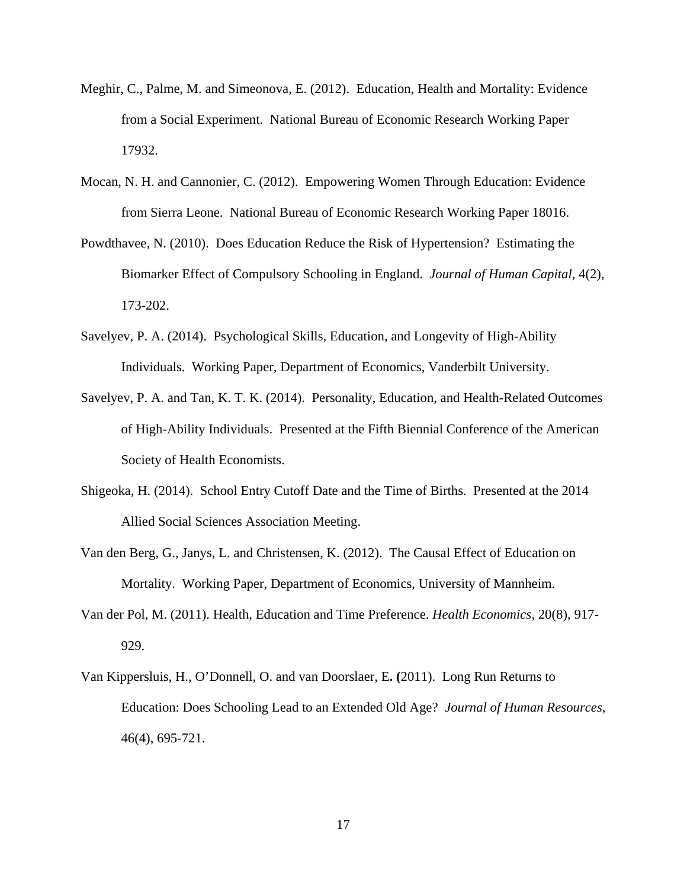Meghir, C., Palme, M. and Simeonova, E. (2012). Education, Health and Mortality: Evidence from a Social Experiment. National Bureau of Economic Research Working Paper 17932.

Mocan, N. H. and Cannonier, C. (2012). Empowering Women Through Education: Evidence from Sierra Leone. National Bureau of Economic Research Working Paper 18016.

Powdthavee, N. (2010). Does Education Reduce the Risk of Hypertension? Estimating the Biomarker Effect of Compulsory Schooling in England. *Journal of Human Capital*, 4(2), 173-202.

Savelyev, P. A. (2014). Psychological Skills, Education, and Longevity of High-Ability Individuals. Working Paper, Department of Economics, Vanderbilt University.

Savelyev, P. A. and Tan, K. T. K. (2014). Personality, Education, and Health-Related Outcomes of High-Ability Individuals. Presented at the Fifth Biennial Conference of the American Society of Health Economists.

Shigeoka, H. (2014). School Entry Cutoff Date and the Time of Births. Presented at the 2014 Allied Social Sciences Association Meeting.

Van den Berg, G., Janys, L. and Christensen, K. (2012). The Causal Effect of Education on Mortality. Working Paper, Department of Economics, University of Mannheim.

Van der Pol, M. (2011). Health, Education and Time Preference. *Health Economics*, 20(8), 917-929.

Van Kippersluis, H., O'Donnell, O. and van Doorslaer, E**. (**2011). Long Run Returns to Education: Does Schooling Lead to an Extended Old Age? *Journal of Human Resources*, 46(4), 695-721.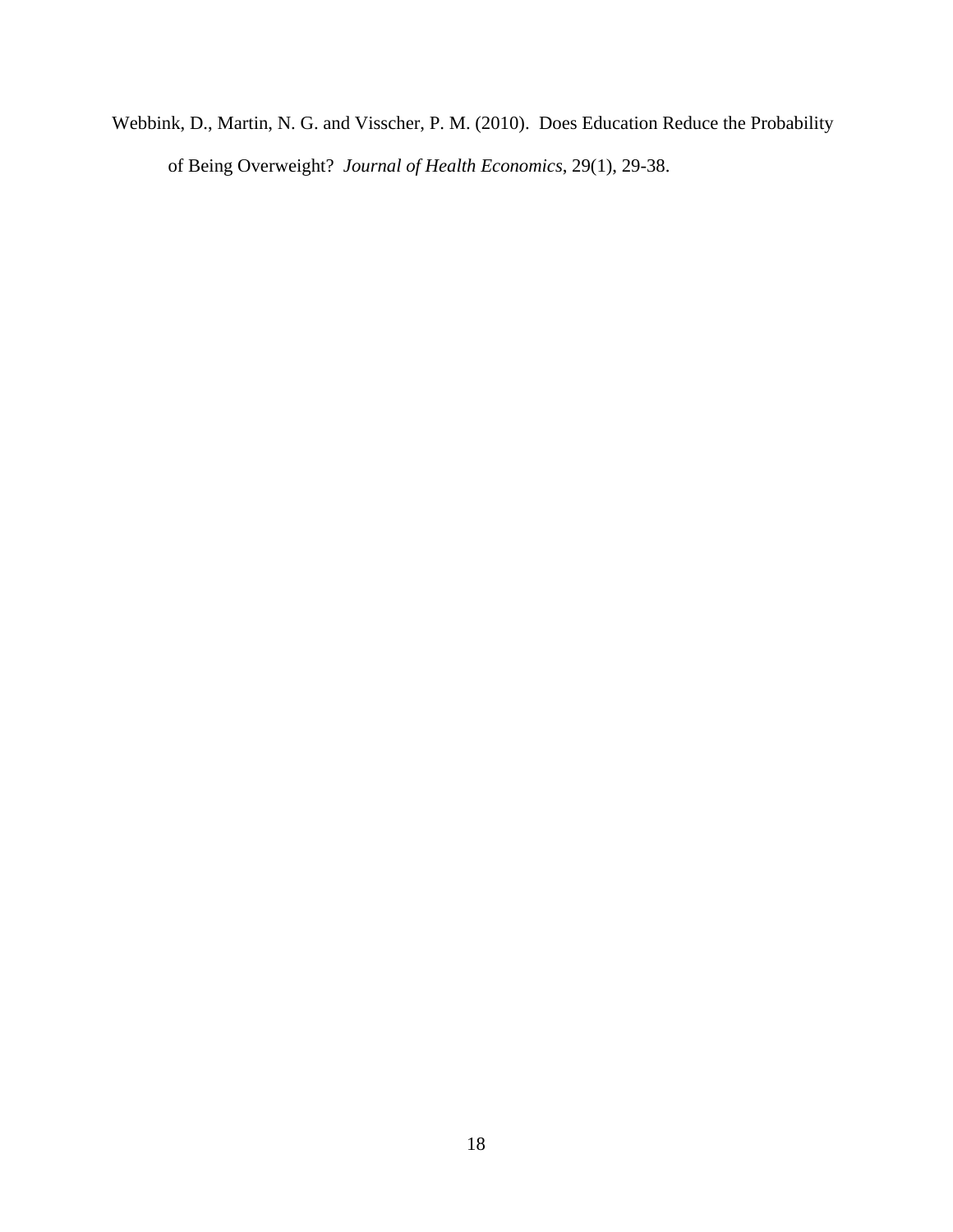Webbink, D., Martin, N. G. and Visscher, P. M. (2010). Does Education Reduce the Probability of Being Overweight? *Journal of Health Economics*, 29(1), 29-38.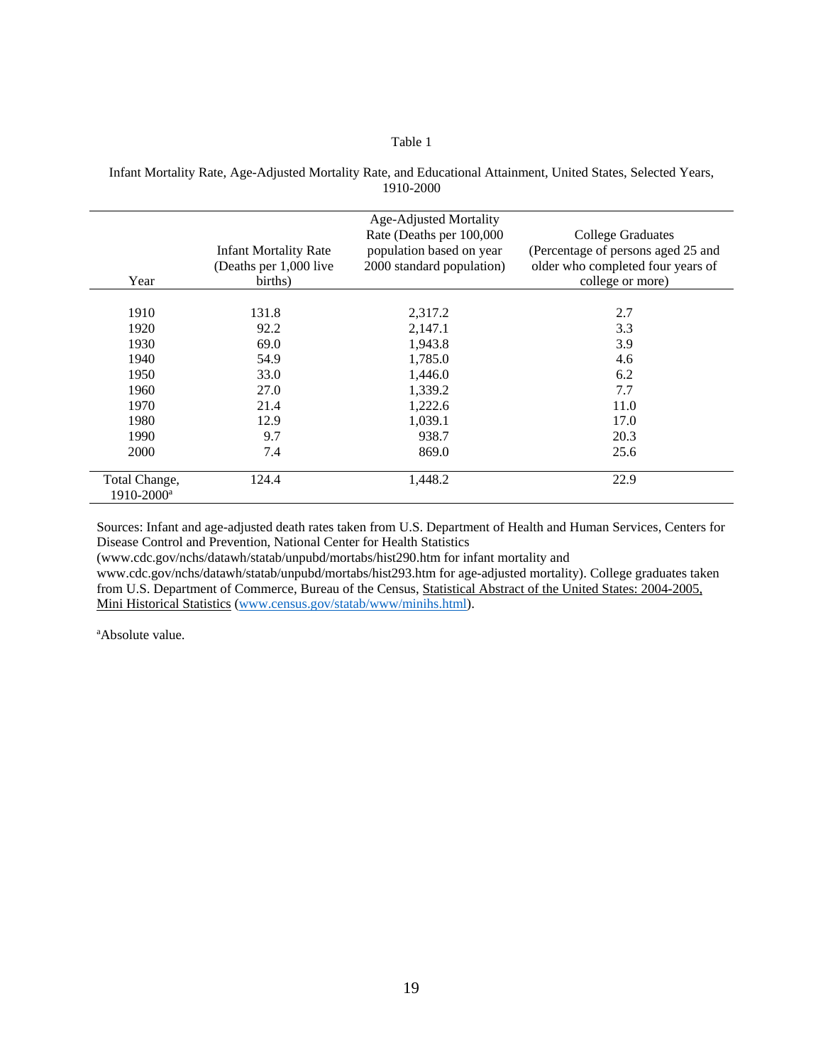Table 1

Infant Mortality Rate, Age-Adjusted Mortality Rate, and Educational Attainment, United States, Selected Years, 1910-2000

| Year | Infant Mortality Rate (Deaths per 1,000 live births) | Age-Adjusted Mortality Rate (Deaths per 100,000 population based on year 2000 standard population) | College Graduates (Percentage of persons aged 25 and older who completed four years of college or more) |
|---|---|---|---|
| 1910 | 131.8 | 2,317.2 | 2.7 |
| 1920 | 92.2 | 2,147.1 | 3.3 |
| 1930 | 69.0 | 1,943.8 | 3.9 |
| 1940 | 54.9 | 1,785.0 | 4.6 |
| 1950 | 33.0 | 1,446.0 | 6.2 |
| 1960 | 27.0 | 1,339.2 | 7.7 |
| 1970 | 21.4 | 1,222.6 | 11.0 |
| 1980 | 12.9 | 1,039.1 | 17.0 |
| 1990 | 9.7 | 938.7 | 20.3 |
| 2000 | 7.4 | 869.0 | 25.6 |
| Total Change, 1910-2000[a] | 124.4 | 1,448.2 | 22.9 |

Sources: Infant and age-adjusted death rates taken from U.S. Department of Health and Human Services, Centers for Disease Control and Prevention, National Center for Health Statistics (www.cdc.gov/nchs/datawh/statab/unpubd/mortabs/hist290.htm for infant mortality and www.cdc.gov/nchs/datawh/statab/unpubd/mortabs/hist293.htm for age-adjusted mortality). College graduates taken from U.S. Department of Commerce, Bureau of the Census, Statistical Abstract of the United States: 2004-2005, Mini Historical Statistics (www.census.gov/statab/www/minihs.html).

[a]Absolute value.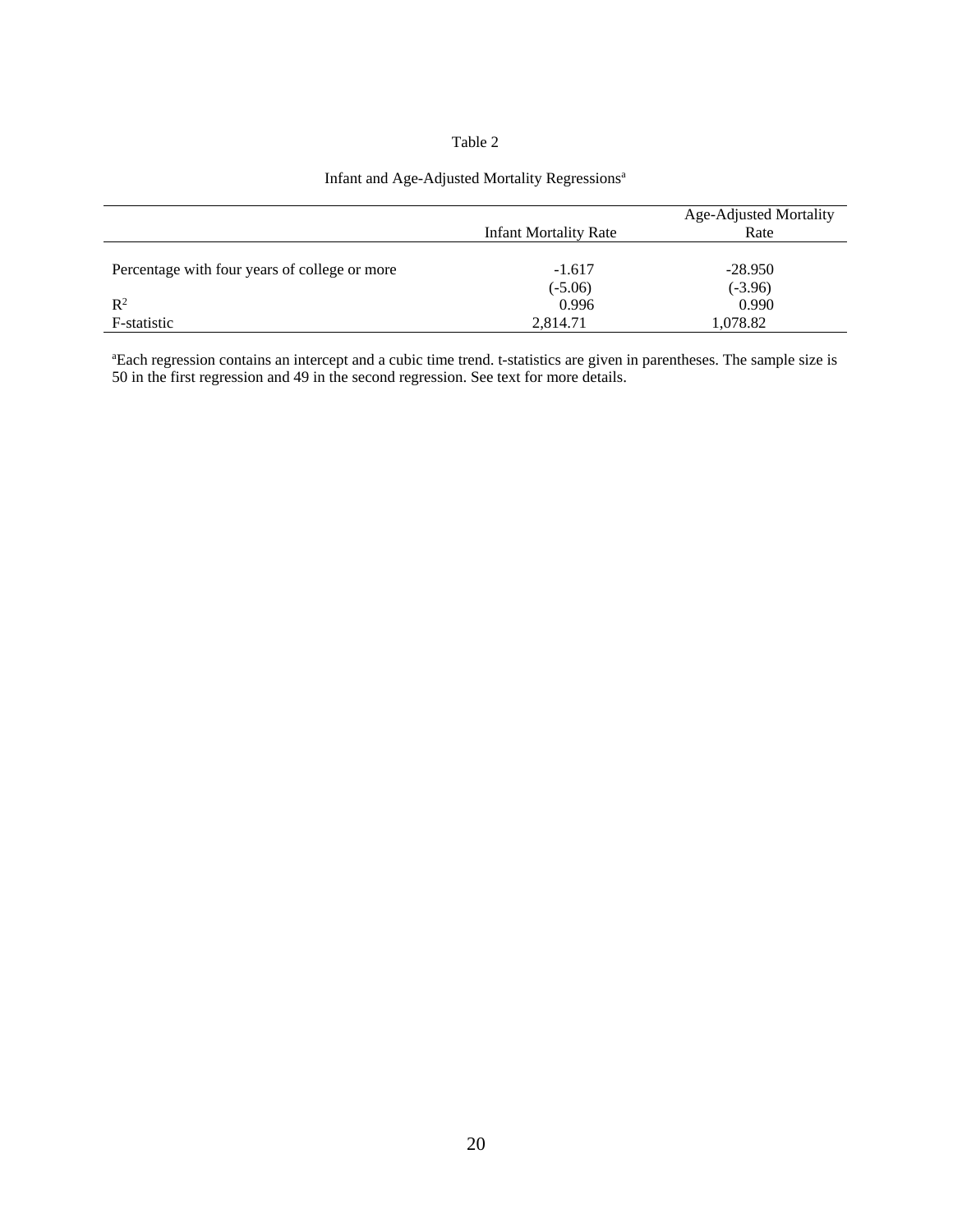Table 2

Infant and Age-Adjusted Mortality Regressions[a]

| | Infant Mortality Rate | Age-Adjusted Mortality Rate |
|---|---|---|
| Percentage with four years of college or more | -1.617 | -28.950 |
| | (-5.06) | (-3.96) |
| $R^2$ | 0.996 | 0.990 |
| F-statistic | 2,814.71 | 1,078.82 |

[a]Each regression contains an intercept and a cubic time trend. t-statistics are given in parentheses. The sample size is 50 in the first regression and 49 in the second regression. See text for more details.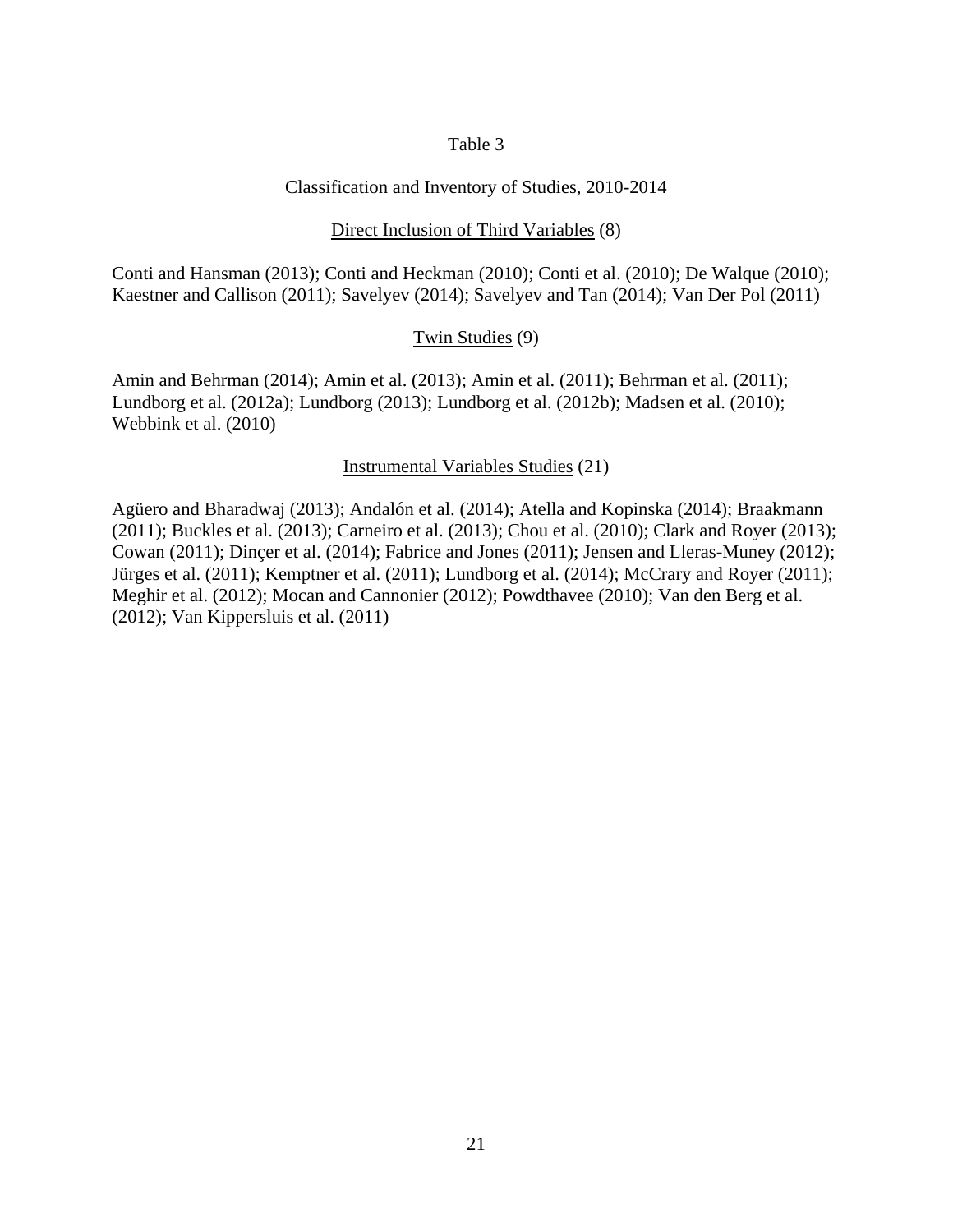Table 3

Classification and Inventory of Studies, 2010-2014

Direct Inclusion of Third Variables (8)

Conti and Hansman (2013); Conti and Heckman (2010); Conti et al. (2010); De Walque (2010); Kaestner and Callison (2011); Savelyev (2014); Savelyev and Tan (2014); Van Der Pol (2011)

Twin Studies (9)

Amin and Behrman (2014); Amin et al. (2013); Amin et al. (2011); Behrman et al. (2011); Lundborg et al. (2012a); Lundborg (2013); Lundborg et al. (2012b); Madsen et al. (2010); Webbink et al. (2010)

Instrumental Variables Studies (21)

Agüero and Bharadwaj (2013); Andalón et al. (2014); Atella and Kopinska (2014); Braakmann (2011); Buckles et al. (2013); Carneiro et al. (2013); Chou et al. (2010); Clark and Royer (2013); Cowan (2011); Dinçer et al. (2014); Fabrice and Jones (2011); Jensen and Lleras-Muney (2012); Jürges et al. (2011); Kemptner et al. (2011); Lundborg et al. (2014); McCrary and Royer (2011); Meghir et al. (2012); Mocan and Cannonier (2012); Powdthavee (2010); Van den Berg et al. (2012); Van Kippersluis et al. (2011)